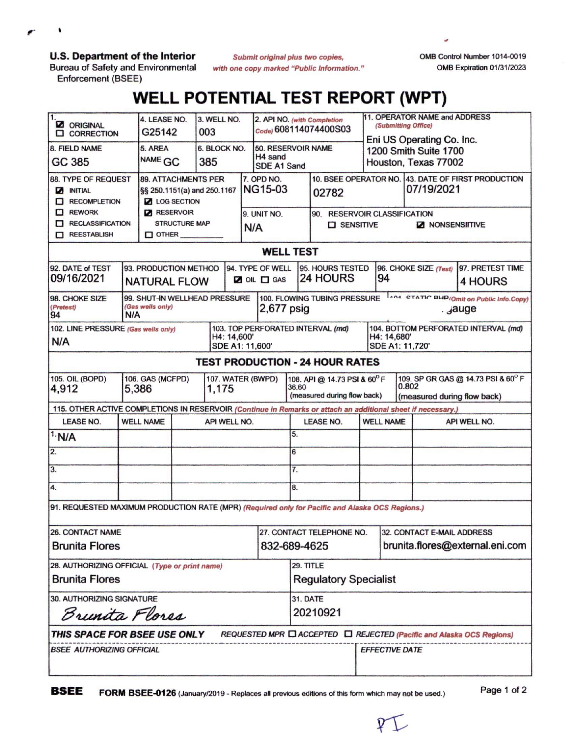**U.S. Department of the Interior**
Bureau of Safety and Environmental Enforcement (BSEE)

*Submit original plus two copies, with one copy marked "Public Information."*

OMB Control Number 1014-0019
OMB Expiration 01/31/2023

# WELL POTENTIAL TEST REPORT (WPT)

| Field | Value |
|---|---|
| 1. | ☑ ORIGINAL ☐ CORRECTION |
| 4. LEASE NO. | G25142 |
| 3. WELL NO. | 003 |
| 2. API NO. *(with Completion Code)* | 608114074400S03 |
| 11. OPERATOR NAME and ADDRESS *(Submitting Office)* | Eni US Operating Co. Inc. 1200 Smith Suite 1700 Houston, Texas 77002 |
| 8. FIELD NAME | GC 385 |
| 5. AREA NAME | GC |
| 6. BLOCK NO. | 385 |
| 50. RESERVOIR NAME | H4 sand SDE A1 Sand |
| 88. TYPE OF REQUEST | ☑ INITIAL ☐ RECOMPLETION ☐ REWORK ☐ RECLASSIFICATION ☐ REESTABLISH |
| 89. ATTACHMENTS PER §§ 250.1151(a) and 250.1167 | ☑ LOG SECTION ☑ RESERVOIR STRUCTURE MAP ☐ OTHER ______ |
| 7. OPD NO. | NG15-03 |
| 10. BSEE OPERATOR NO. | 02782 |
| 43. DATE OF FIRST PRODUCTION | 07/19/2021 |
| 9. UNIT NO. | N/A |
| 90. RESERVOIR CLASSIFICATION | ☐ SENSITIVE ☑ NONSENSIITIVE |

## WELL TEST

| Field | Value |
|---|---|
| 92. DATE of TEST | 09/16/2021 |
| 93. PRODUCTION METHOD | NATURAL FLOW |
| 94. TYPE OF WELL | ☑ OIL ☐ GAS |
| 95. HOURS TESTED | 24 HOURS |
| 96. CHOKE SIZE *(Test)* | 94 |
| 97. PRETEST TIME | 4 HOURS |
| 98. CHOKE SIZE *(Pretest)* | 94 |
| 99. SHUT-IN WELLHEAD PRESSURE *(Gas wells only)* | N/A |
| 100. FLOWING TUBING PRESSURE | 2,677 psig |
| 101. STATIC BHP *(Omit on Public Info.Copy)* | . gauge |
| 102. LINE PRESSURE *(Gas wells only)* | N/A |
| 103. TOP PERFORATED INTERVAL *(md)* | H4: 14,600' SDE A1: 11,600' |
| 104. BOTTOM PERFORATED INTERVAL *(md)* | H4: 14,680' SDE A1: 11,720' |

## TEST PRODUCTION - 24 HOUR RATES

| 105. OIL (BOPD) | 106. GAS (MCFPD) | 107. WATER (BWPD) | 108. API @ 14.73 PSI & 60° F | 109. SP GR GAS @ 14.73 PSI & 60° F |
|---|---|---|---|---|
| 4,912 | 5,386 | 1,175 | 36.60 (measured during flow back) | 0.802 (measured during flow back) |

115. OTHER ACTIVE COMPLETIONS IN RESERVOIR *(Continue in Remarks or attach an additional sheet if necessary.)*

| | LEASE NO. | WELL NAME | API WELL NO. | | LEASE NO. | WELL NAME | API WELL NO. |
|---|---|---|---|---|---|---|---|
| 1. | N/A | | | 5. | | | |
| 2. | | | | 6. | | | |
| 3. | | | | 7. | | | |
| 4. | | | | 8. | | | |

91. REQUESTED MAXIMUM PRODUCTION RATE (MPR) *(Required only for Pacific and Alaska OCS Regions.)*

| Field | Value |
|---|---|
| 26. CONTACT NAME | Brunita Flores |
| 27. CONTACT TELEPHONE NO. | 832-689-4625 |
| 32. CONTACT E-MAIL ADDRESS | brunita.flores@external.eni.com |
| 28. AUTHORIZING OFFICIAL *(Type or print name)* | Brunita Flores |
| 29. TITLE | Regulatory Specialist |
| 30. AUTHORIZING SIGNATURE | Brunita Flores |
| 31. DATE | 20210921 |

***THIS SPACE FOR BSEE USE ONLY*** *REQUESTED MPR ☐ ACCEPTED ☐ REJECTED (Pacific and Alaska OCS Regions)*

| *BSEE AUTHORIZING OFFICIAL* | *EFFECTIVE DATE* |
|---|---|
| | |

**BSEE** **FORM BSEE-0126** (January/2019 - Replaces all previous editions of this form which may not be used.)

PI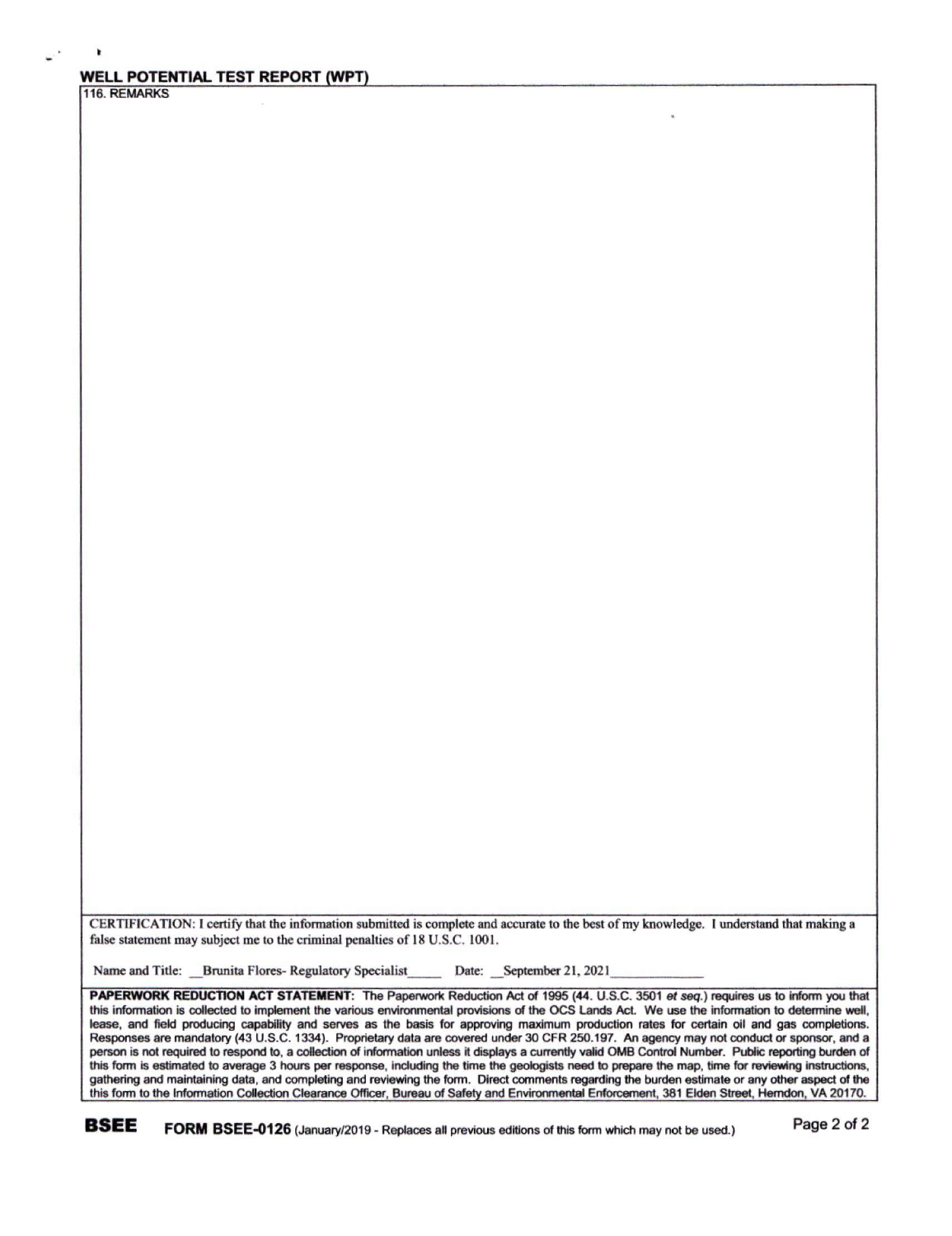## WELL POTENTIAL TEST REPORT (WPT)

116. REMARKS

CERTIFICATION: I certify that the information submitted is complete and accurate to the best of my knowledge. I understand that making a false statement may subject me to the criminal penalties of 18 U.S.C. 1001.

Name and Title: Brunita Flores- Regulatory Specialist Date: September 21, 2021

**PAPERWORK REDUCTION ACT STATEMENT:** The Paperwork Reduction Act of 1995 (44. U.S.C. 3501 *et seq.*) requires us to inform you that this information is collected to implement the various environmental provisions of the OCS Lands Act. We use the information to determine well, lease, and field producing capability and serves as the basis for approving maximum production rates for certain oil and gas completions. Responses are mandatory (43 U.S.C. 1334). Proprietary data are covered under 30 CFR 250.197. An agency may not conduct or sponsor, and a person is not required to respond to, a collection of information unless it displays a currently valid OMB Control Number. Public reporting burden of this form is estimated to average 3 hours per response, including the time the geologists need to prepare the map, time for reviewing instructions, gathering and maintaining data, and completing and reviewing the form. Direct comments regarding the burden estimate or any other aspect of the this form to the Information Collection Clearance Officer, Bureau of Safety and Environmental Enforcement, 381 Elden Street, Herndon, VA 20170.

**BSEE** **FORM BSEE-0126** (January/2019 - Replaces all previous editions of this form which may not be used.)